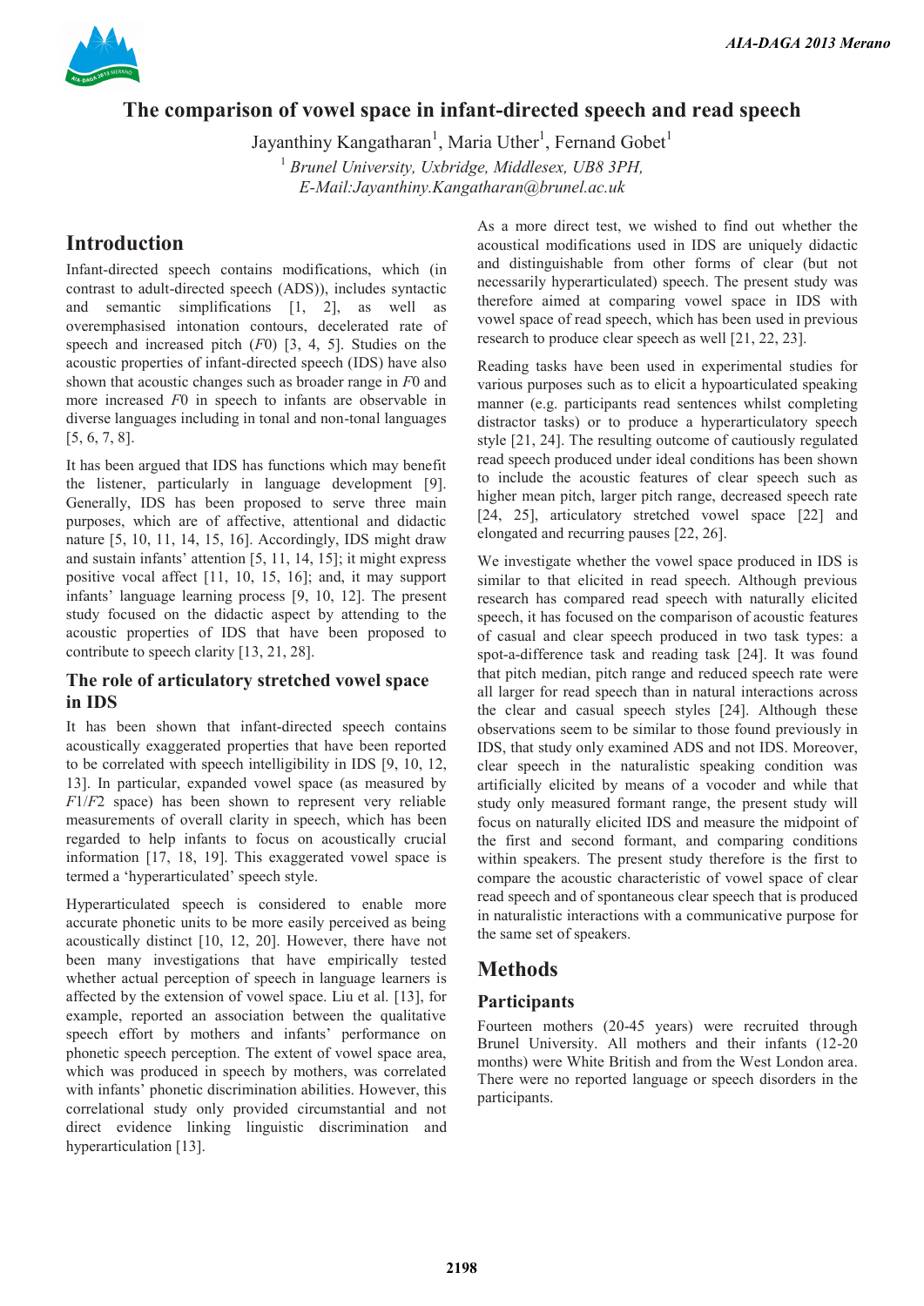# The comparison of vowel space in infant-directed speech and read speech

Jayanthiny Kangatharan[1], Maria Uther[1], Fernand Gobet[1]

[1] *Brunel University, Uxbridge, Middlesex, UB8 3PH,*
*E-Mail:Jayanthiny.Kangatharan@brunel.ac.uk*

## Introduction

Infant-directed speech contains modifications, which (in contrast to adult-directed speech (ADS)), includes syntactic and semantic simplifications [1, 2], as well as overemphasised intonation contours, decelerated rate of speech and increased pitch ($F0$) [3, 4, 5]. Studies on the acoustic properties of infant-directed speech (IDS) have also shown that acoustic changes such as broader range in $F0$ and more increased $F0$ in speech to infants are observable in diverse languages including in tonal and non-tonal languages [5, 6, 7, 8].

It has been argued that IDS has functions which may benefit the listener, particularly in language development [9]. Generally, IDS has been proposed to serve three main purposes, which are of affective, attentional and didactic nature [5, 10, 11, 14, 15, 16]. Accordingly, IDS might draw and sustain infants' attention [5, 11, 14, 15]; it might express positive vocal affect [11, 10, 15, 16]; and, it may support infants' language learning process [9, 10, 12]. The present study focused on the didactic aspect by attending to the acoustic properties of IDS that have been proposed to contribute to speech clarity [13, 21, 28].

### The role of articulatory stretched vowel space in IDS

It has been shown that infant-directed speech contains acoustically exaggerated properties that have been reported to be correlated with speech intelligibility in IDS [9, 10, 12, 13]. In particular, expanded vowel space (as measured by $F1/F2$ space) has been shown to represent very reliable measurements of overall clarity in speech, which has been regarded to help infants to focus on acoustically crucial information [17, 18, 19]. This exaggerated vowel space is termed a 'hyperarticulated' speech style.

Hyperarticulated speech is considered to enable more accurate phonetic units to be more easily perceived as being acoustically distinct [10, 12, 20]. However, there have not been many investigations that have empirically tested whether actual perception of speech in language learners is affected by the extension of vowel space. Liu et al. [13], for example, reported an association between the qualitative speech effort by mothers and infants' performance on phonetic speech perception. The extent of vowel space area, which was produced in speech by mothers, was correlated with infants' phonetic discrimination abilities. However, this correlational study only provided circumstantial and not direct evidence linking linguistic discrimination and hyperarticulation [13].

As a more direct test, we wished to find out whether the acoustical modifications used in IDS are uniquely didactic and distinguishable from other forms of clear (but not necessarily hyperarticulated) speech. The present study was therefore aimed at comparing vowel space in IDS with vowel space of read speech, which has been used in previous research to produce clear speech as well [21, 22, 23].

Reading tasks have been used in experimental studies for various purposes such as to elicit a hypoarticulated speaking manner (e.g. participants read sentences whilst completing distractor tasks) or to produce a hyperarticulatory speech style [21, 24]. The resulting outcome of cautiously regulated read speech produced under ideal conditions has been shown to include the acoustic features of clear speech such as higher mean pitch, larger pitch range, decreased speech rate [24, 25], articulatory stretched vowel space [22] and elongated and recurring pauses [22, 26].

We investigate whether the vowel space produced in IDS is similar to that elicited in read speech. Although previous research has compared read speech with naturally elicited speech, it has focused on the comparison of acoustic features of casual and clear speech produced in two task types: a spot-a-difference task and reading task [24]. It was found that pitch median, pitch range and reduced speech rate were all larger for read speech than in natural interactions across the clear and casual speech styles [24]. Although these observations seem to be similar to those found previously in IDS, that study only examined ADS and not IDS. Moreover, clear speech in the naturalistic speaking condition was artificially elicited by means of a vocoder and while that study only measured formant range, the present study will focus on naturally elicited IDS and measure the midpoint of the first and second formant, and comparing conditions within speakers. The present study therefore is the first to compare the acoustic characteristic of vowel space of clear read speech and of spontaneous clear speech that is produced in naturalistic interactions with a communicative purpose for the same set of speakers.

## Methods

### Participants

Fourteen mothers (20-45 years) were recruited through Brunel University. All mothers and their infants (12-20 months) were White British and from the West London area. There were no reported language or speech disorders in the participants.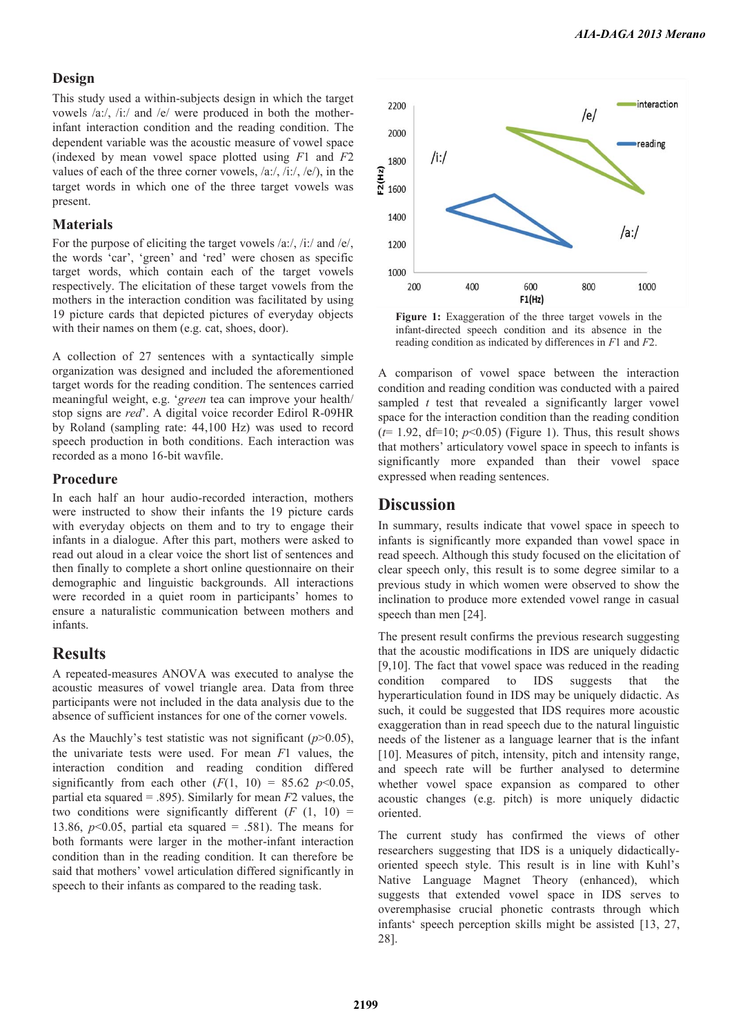## Design

This study used a within-subjects design in which the target vowels /a:/, /i:/ and /e/ were produced in both the mother-infant interaction condition and the reading condition. The dependent variable was the acoustic measure of vowel space (indexed by mean vowel space plotted using $F1$ and $F2$ values of each of the three corner vowels, /a:/, /i:/, /e/), in the target words in which one of the three target vowels was present.

## Materials

For the purpose of eliciting the target vowels /a:/, /i:/ and /e/, the words 'car', 'green' and 'red' were chosen as specific target words, which contain each of the target vowels respectively. The elicitation of these target vowels from the mothers in the interaction condition was facilitated by using 19 picture cards that depicted pictures of everyday objects with their names on them (e.g. cat, shoes, door).

A collection of 27 sentences with a syntactically simple organization was designed and included the aforementioned target words for the reading condition. The sentences carried meaningful weight, e.g. '*green* tea can improve your health/ stop signs are *red*'. A digital voice recorder Edirol R-09HR by Roland (sampling rate: 44,100 Hz) was used to record speech production in both conditions. Each interaction was recorded as a mono 16-bit wavfile.

## Procedure

In each half an hour audio-recorded interaction, mothers were instructed to show their infants the 19 picture cards with everyday objects on them and to try to engage their infants in a dialogue. After this part, mothers were asked to read out aloud in a clear voice the short list of sentences and then finally to complete a short online questionnaire on their demographic and linguistic backgrounds. All interactions were recorded in a quiet room in participants' homes to ensure a naturalistic communication between mothers and infants.

# Results

A repeated-measures ANOVA was executed to analyse the acoustic measures of vowel triangle area. Data from three participants were not included in the data analysis due to the absence of sufficient instances for one of the corner vowels.

As the Mauchly's test statistic was not significant ($p$>0.05), the univariate tests were used. For mean $F1$ values, the interaction condition and reading condition differed significantly from each other ($F(1, 10) = 85.62$ $p<0.05$, partial eta squared = .895). Similarly for mean $F2$ values, the two conditions were significantly different ($F(1, 10) = 13.86$, $p<0.05$, partial eta squared = .581). The means for both formants were larger in the mother-infant interaction condition than in the reading condition. It can therefore be said that mothers' vowel articulation differed significantly in speech to their infants as compared to the reading task.

**Figure 1:** Exaggeration of the three target vowels in the infant-directed speech condition and its absence in the reading condition as indicated by differences in $F1$ and $F2$.

A comparison of vowel space between the interaction condition and reading condition was conducted with a paired sampled $t$ test that revealed a significantly larger vowel space for the interaction condition than the reading condition ($t$= 1.92, df=10; $p<0.05$) (Figure 1). Thus, this result shows that mothers' articulatory vowel space in speech to infants is significantly more expanded than their vowel space expressed when reading sentences.

# Discussion

In summary, results indicate that vowel space in speech to infants is significantly more expanded than vowel space in read speech. Although this study focused on the elicitation of clear speech only, this result is to some degree similar to a previous study in which women were observed to show the inclination to produce more extended vowel range in casual speech than men [24].

The present result confirms the previous research suggesting that the acoustic modifications in IDS are uniquely didactic [9,10]. The fact that vowel space was reduced in the reading condition compared to IDS suggests that the hyperarticulation found in IDS may be uniquely didactic. As such, it could be suggested that IDS requires more acoustic exaggeration than in read speech due to the natural linguistic needs of the listener as a language learner that is the infant [10]. Measures of pitch, intensity, pitch and intensity range, and speech rate will be further analysed to determine whether vowel space expansion as compared to other acoustic changes (e.g. pitch) is more uniquely didactic oriented.

The current study has confirmed the views of other researchers suggesting that IDS is a uniquely didactically-oriented speech style. This result is in line with Kuhl's Native Language Magnet Theory (enhanced), which suggests that extended vowel space in IDS serves to overemphasise crucial phonetic contrasts through which infants' speech perception skills might be assisted [13, 27, 28].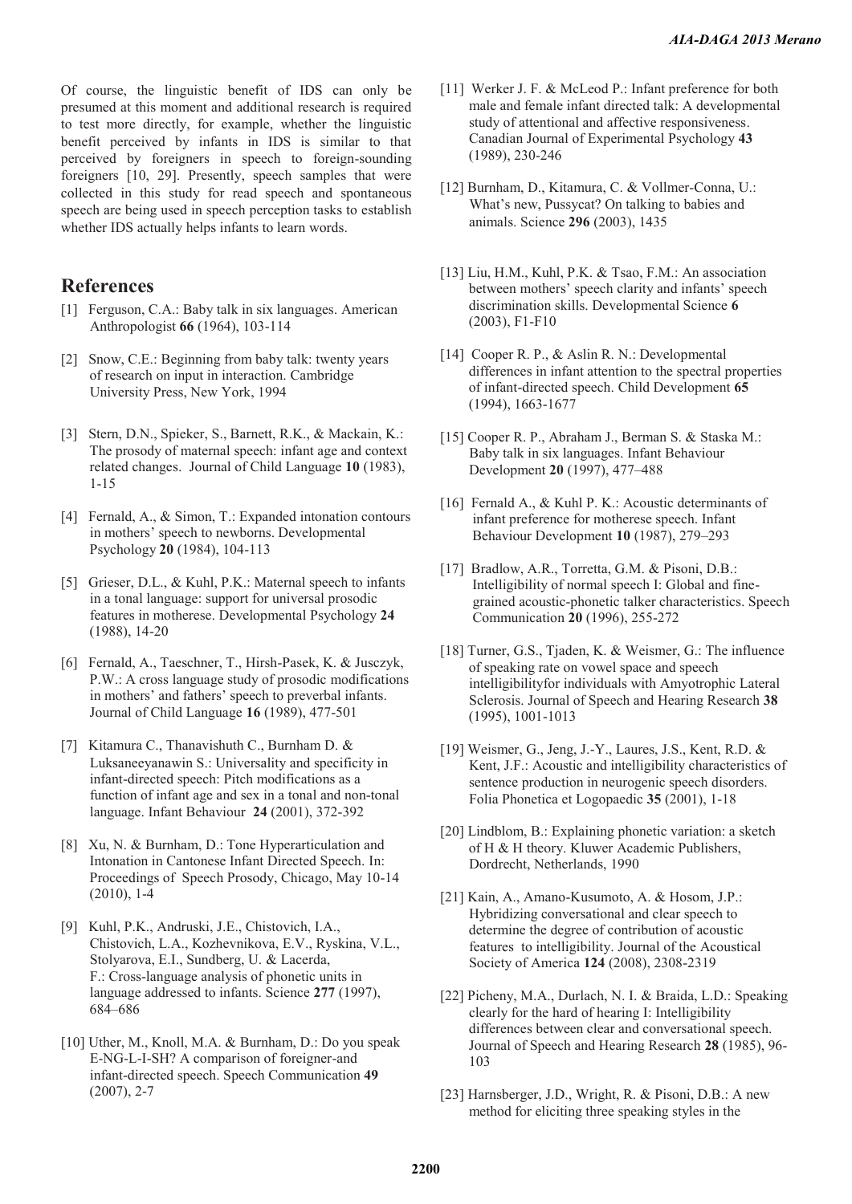Of course, the linguistic benefit of IDS can only be presumed at this moment and additional research is required to test more directly, for example, whether the linguistic benefit perceived by infants in IDS is similar to that perceived by foreigners in speech to foreign-sounding foreigners [10, 29]. Presently, speech samples that were collected in this study for read speech and spontaneous speech are being used in speech perception tasks to establish whether IDS actually helps infants to learn words.

## References

[1] Ferguson, C.A.: Baby talk in six languages. American Anthropologist **66** (1964), 103-114

[2] Snow, C.E.: Beginning from baby talk: twenty years of research on input in interaction. Cambridge University Press, New York, 1994

[3] Stern, D.N., Spieker, S., Barnett, R.K., & Mackain, K.: The prosody of maternal speech: infant age and context related changes. Journal of Child Language **10** (1983), 1-15

[4] Fernald, A., & Simon, T.: Expanded intonation contours in mothers' speech to newborns. Developmental Psychology **20** (1984), 104-113

[5] Grieser, D.L., & Kuhl, P.K.: Maternal speech to infants in a tonal language: support for universal prosodic features in motherese. Developmental Psychology **24** (1988), 14-20

[6] Fernald, A., Taeschner, T., Hirsh-Pasek, K. & Jusczyk, P.W.: A cross language study of prosodic modifications in mothers' and fathers' speech to preverbal infants. Journal of Child Language **16** (1989), 477-501

[7] Kitamura C., Thanavishuth C., Burnham D. & Luksaneeyanawin S.: Universality and specificity in infant-directed speech: Pitch modifications as a function of infant age and sex in a tonal and non-tonal language. Infant Behaviour **24** (2001), 372-392

[8] Xu, N. & Burnham, D.: Tone Hyperarticulation and Intonation in Cantonese Infant Directed Speech. In: Proceedings of Speech Prosody, Chicago, May 10-14 (2010), 1-4

[9] Kuhl, P.K., Andruski, J.E., Chistovich, I.A., Chistovich, L.A., Kozhevnikova, E.V., Ryskina, V.L., Stolyarova, E.I., Sundberg, U. & Lacerda, F.: Cross-language analysis of phonetic units in language addressed to infants. Science **277** (1997), 684–686

[10] Uther, M., Knoll, M.A. & Burnham, D.: Do you speak E-NG-L-I-SH? A comparison of foreigner-and infant-directed speech. Speech Communication **49** (2007), 2-7

[11] Werker J. F. & McLeod P.: Infant preference for both male and female infant directed talk: A developmental study of attentional and affective responsiveness. Canadian Journal of Experimental Psychology **43** (1989), 230-246

[12] Burnham, D., Kitamura, C. & Vollmer-Conna, U.: What's new, Pussycat? On talking to babies and animals. Science **296** (2003), 1435

[13] Liu, H.M., Kuhl, P.K. & Tsao, F.M.: An association between mothers' speech clarity and infants' speech discrimination skills. Developmental Science **6** (2003), F1-F10

[14] Cooper R. P., & Aslin R. N.: Developmental differences in infant attention to the spectral properties of infant-directed speech. Child Development **65** (1994), 1663-1677

[15] Cooper R. P., Abraham J., Berman S. & Staska M.: Baby talk in six languages. Infant Behaviour Development **20** (1997), 477–488

[16] Fernald A., & Kuhl P. K.: Acoustic determinants of infant preference for motherese speech. Infant Behaviour Development **10** (1987), 279–293

[17] Bradlow, A.R., Torretta, G.M. & Pisoni, D.B.: Intelligibility of normal speech I: Global and fine-grained acoustic-phonetic talker characteristics. Speech Communication **20** (1996), 255-272

[18] Turner, G.S., Tjaden, K. & Weismer, G.: The influence of speaking rate on vowel space and speech intelligibilityfor individuals with Amyotrophic Lateral Sclerosis. Journal of Speech and Hearing Research **38** (1995), 1001-1013

[19] Weismer, G., Jeng, J.-Y., Laures, J.S., Kent, R.D. & Kent, J.F.: Acoustic and intelligibility characteristics of sentence production in neurogenic speech disorders. Folia Phonetica et Logopaedic **35** (2001), 1-18

[20] Lindblom, B.: Explaining phonetic variation: a sketch of H & H theory. Kluwer Academic Publishers, Dordrecht, Netherlands, 1990

[21] Kain, A., Amano-Kusumoto, A. & Hosom, J.P.: Hybridizing conversational and clear speech to determine the degree of contribution of acoustic features to intelligibility. Journal of the Acoustical Society of America **124** (2008), 2308-2319

[22] Picheny, M.A., Durlach, N. I. & Braida, L.D.: Speaking clearly for the hard of hearing I: Intelligibility differences between clear and conversational speech. Journal of Speech and Hearing Research **28** (1985), 96-103

[23] Harnsberger, J.D., Wright, R. & Pisoni, D.B.: A new method for eliciting three speaking styles in the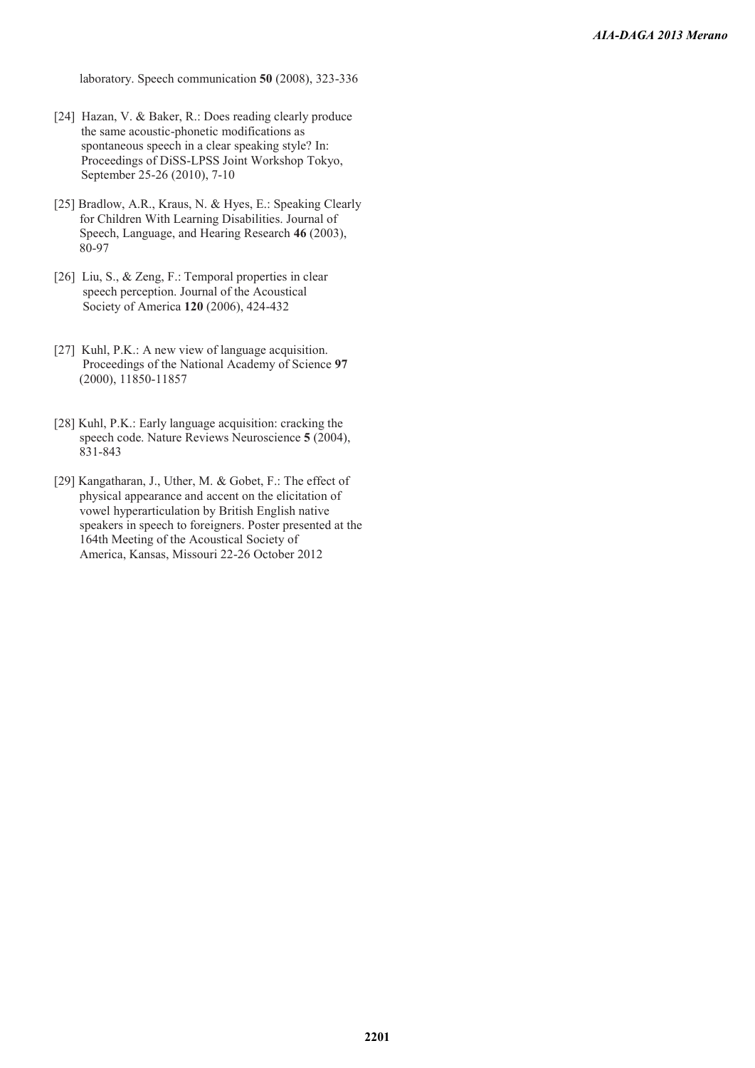laboratory. Speech communication **50** (2008), 323-336

[24] Hazan, V. & Baker, R.: Does reading clearly produce the same acoustic-phonetic modifications as spontaneous speech in a clear speaking style? In: Proceedings of DiSS-LPSS Joint Workshop Tokyo, September 25-26 (2010), 7-10

[25] Bradlow, A.R., Kraus, N. & Hyes, E.: Speaking Clearly for Children With Learning Disabilities. Journal of Speech, Language, and Hearing Research **46** (2003), 80-97

[26] Liu, S., & Zeng, F.: Temporal properties in clear speech perception. Journal of the Acoustical Society of America **120** (2006), 424-432

[27] Kuhl, P.K.: A new view of language acquisition. Proceedings of the National Academy of Science **97** (2000), 11850-11857

[28] Kuhl, P.K.: Early language acquisition: cracking the speech code. Nature Reviews Neuroscience **5** (2004), 831-843

[29] Kangatharan, J., Uther, M. & Gobet, F.: The effect of physical appearance and accent on the elicitation of vowel hyperarticulation by British English native speakers in speech to foreigners. Poster presented at the 164th Meeting of the Acoustical Society of America, Kansas, Missouri 22-26 October 2012